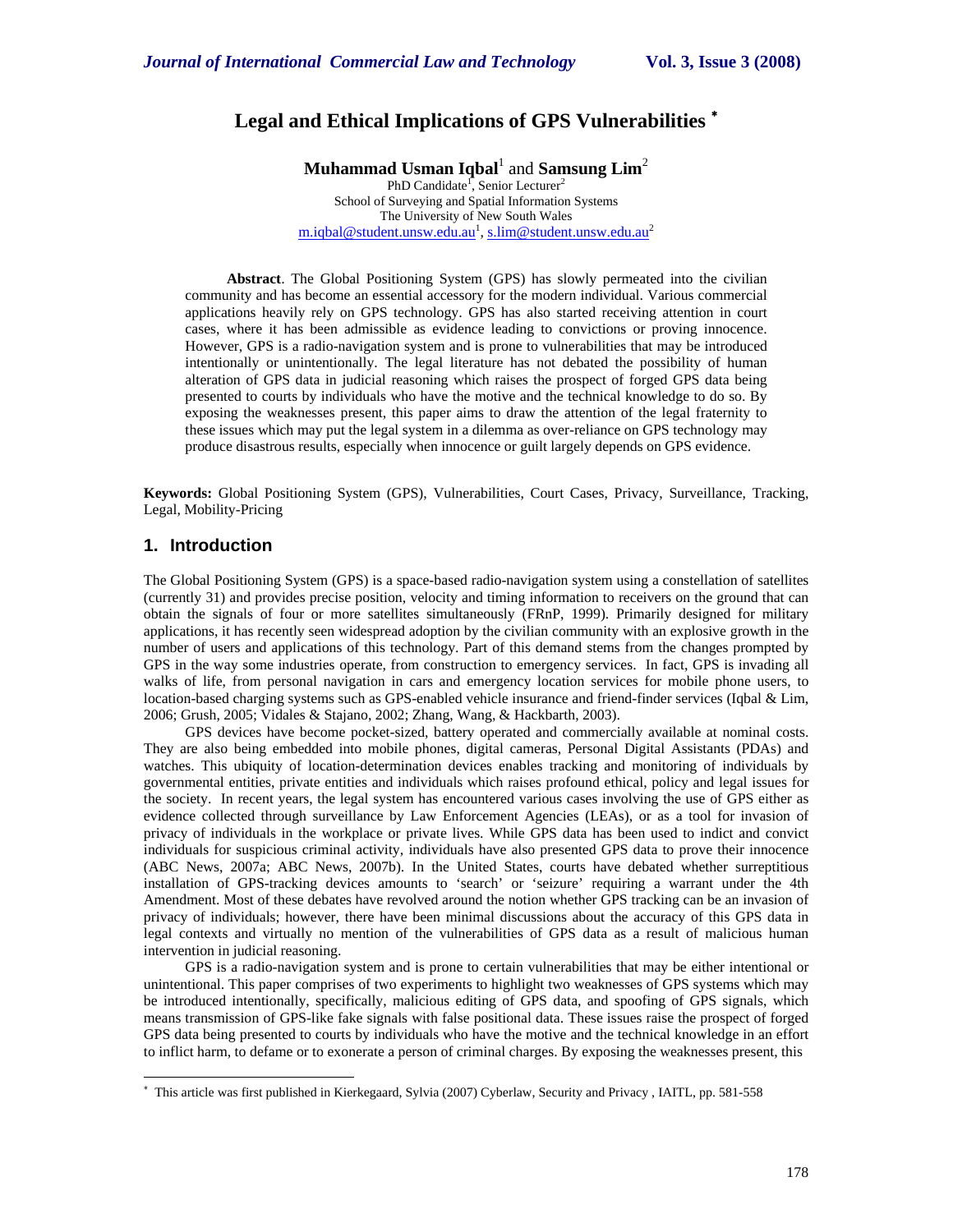# Legal and Ethical Implications of GPS Vulnerabilities *

**Muhammad Usman Iqbal**[1] and **Samsung Lim**[2]

PhD Candidate[1], Senior Lecturer[2]
School of Surveying and Spatial Information Systems
The University of New South Wales
m.iqbal@student.unsw.edu.au[1], s.lim@student.unsw.edu.au[2]

**Abstract**. The Global Positioning System (GPS) has slowly permeated into the civilian community and has become an essential accessory for the modern individual. Various commercial applications heavily rely on GPS technology. GPS has also started receiving attention in court cases, where it has been admissible as evidence leading to convictions or proving innocence. However, GPS is a radio-navigation system and is prone to vulnerabilities that may be introduced intentionally or unintentionally. The legal literature has not debated the possibility of human alteration of GPS data in judicial reasoning which raises the prospect of forged GPS data being presented to courts by individuals who have the motive and the technical knowledge to do so. By exposing the weaknesses present, this paper aims to draw the attention of the legal fraternity to these issues which may put the legal system in a dilemma as over-reliance on GPS technology may produce disastrous results, especially when innocence or guilt largely depends on GPS evidence.

**Keywords:** Global Positioning System (GPS), Vulnerabilities, Court Cases, Privacy, Surveillance, Tracking, Legal, Mobility-Pricing

## 1. Introduction

The Global Positioning System (GPS) is a space-based radio-navigation system using a constellation of satellites (currently 31) and provides precise position, velocity and timing information to receivers on the ground that can obtain the signals of four or more satellites simultaneously (FRnP, 1999). Primarily designed for military applications, it has recently seen widespread adoption by the civilian community with an explosive growth in the number of users and applications of this technology. Part of this demand stems from the changes prompted by GPS in the way some industries operate, from construction to emergency services. In fact, GPS is invading all walks of life, from personal navigation in cars and emergency location services for mobile phone users, to location-based charging systems such as GPS-enabled vehicle insurance and friend-finder services (Iqbal & Lim, 2006; Grush, 2005; Vidales & Stajano, 2002; Zhang, Wang, & Hackbarth, 2003).

GPS devices have become pocket-sized, battery operated and commercially available at nominal costs. They are also being embedded into mobile phones, digital cameras, Personal Digital Assistants (PDAs) and watches. This ubiquity of location-determination devices enables tracking and monitoring of individuals by governmental entities, private entities and individuals which raises profound ethical, policy and legal issues for the society. In recent years, the legal system has encountered various cases involving the use of GPS either as evidence collected through surveillance by Law Enforcement Agencies (LEAs), or as a tool for invasion of privacy of individuals in the workplace or private lives. While GPS data has been used to indict and convict individuals for suspicious criminal activity, individuals have also presented GPS data to prove their innocence (ABC News, 2007a; ABC News, 2007b). In the United States, courts have debated whether surreptitious installation of GPS-tracking devices amounts to 'search' or 'seizure' requiring a warrant under the 4th Amendment. Most of these debates have revolved around the notion whether GPS tracking can be an invasion of privacy of individuals; however, there have been minimal discussions about the accuracy of this GPS data in legal contexts and virtually no mention of the vulnerabilities of GPS data as a result of malicious human intervention in judicial reasoning.

GPS is a radio-navigation system and is prone to certain vulnerabilities that may be either intentional or unintentional. This paper comprises of two experiments to highlight two weaknesses of GPS systems which may be introduced intentionally, specifically, malicious editing of GPS data, and spoofing of GPS signals, which means transmission of GPS-like fake signals with false positional data. These issues raise the prospect of forged GPS data being presented to courts by individuals who have the motive and the technical knowledge in an effort to inflict harm, to defame or to exonerate a person of criminal charges. By exposing the weaknesses present, this

* This article was first published in Kierkegaard, Sylvia (2007) Cyberlaw, Security and Privacy , IAITL, pp. 581-558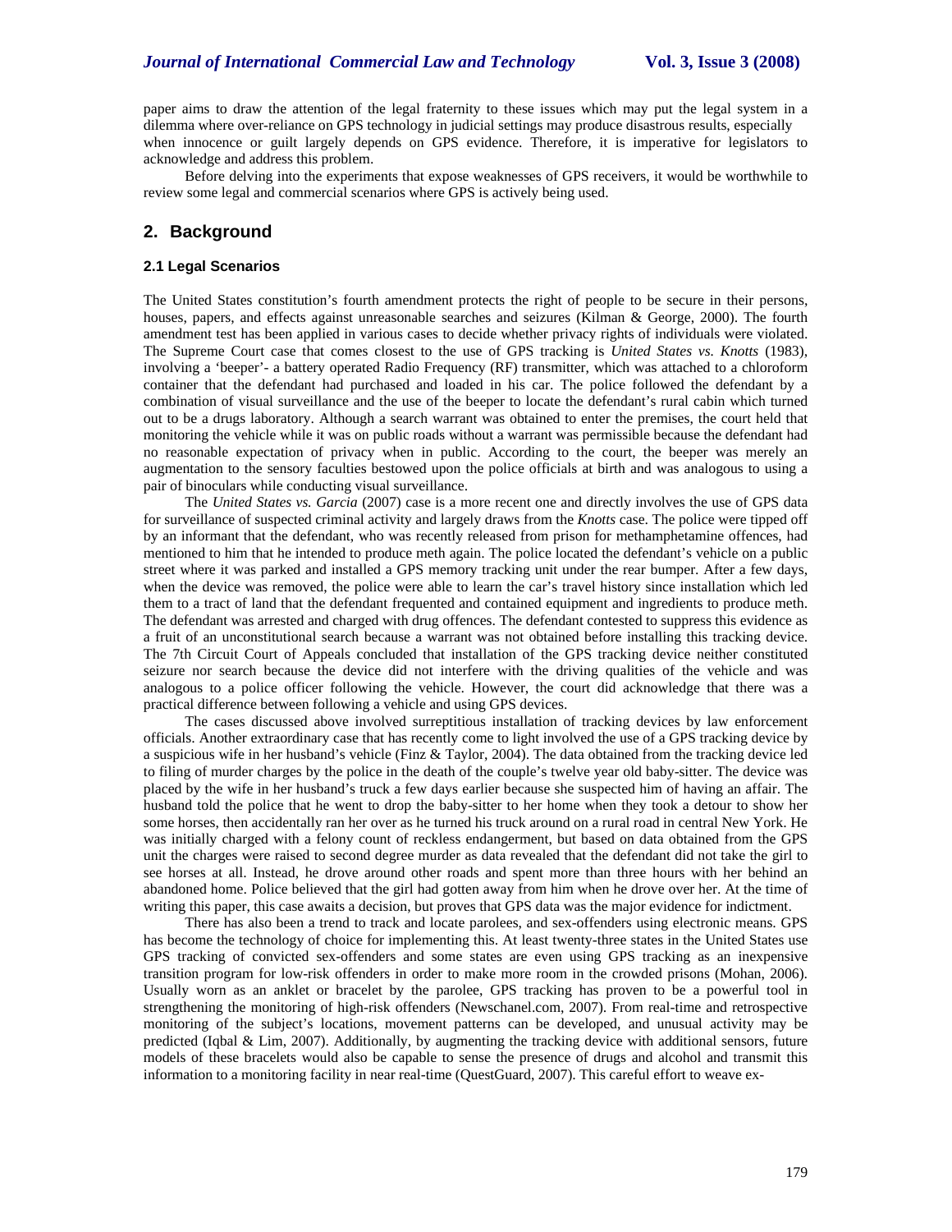paper aims to draw the attention of the legal fraternity to these issues which may put the legal system in a dilemma where over-reliance on GPS technology in judicial settings may produce disastrous results, especially when innocence or guilt largely depends on GPS evidence. Therefore, it is imperative for legislators to acknowledge and address this problem.

Before delving into the experiments that expose weaknesses of GPS receivers, it would be worthwhile to review some legal and commercial scenarios where GPS is actively being used.

## 2. Background

### 2.1 Legal Scenarios

The United States constitution's fourth amendment protects the right of people to be secure in their persons, houses, papers, and effects against unreasonable searches and seizures (Kilman & George, 2000). The fourth amendment test has been applied in various cases to decide whether privacy rights of individuals were violated. The Supreme Court case that comes closest to the use of GPS tracking is *United States vs. Knotts* (1983), involving a 'beeper'- a battery operated Radio Frequency (RF) transmitter, which was attached to a chloroform container that the defendant had purchased and loaded in his car. The police followed the defendant by a combination of visual surveillance and the use of the beeper to locate the defendant's rural cabin which turned out to be a drugs laboratory. Although a search warrant was obtained to enter the premises, the court held that monitoring the vehicle while it was on public roads without a warrant was permissible because the defendant had no reasonable expectation of privacy when in public. According to the court, the beeper was merely an augmentation to the sensory faculties bestowed upon the police officials at birth and was analogous to using a pair of binoculars while conducting visual surveillance.

The *United States vs. Garcia* (2007) case is a more recent one and directly involves the use of GPS data for surveillance of suspected criminal activity and largely draws from the *Knotts* case. The police were tipped off by an informant that the defendant, who was recently released from prison for methamphetamine offences, had mentioned to him that he intended to produce meth again. The police located the defendant's vehicle on a public street where it was parked and installed a GPS memory tracking unit under the rear bumper. After a few days, when the device was removed, the police were able to learn the car's travel history since installation which led them to a tract of land that the defendant frequented and contained equipment and ingredients to produce meth. The defendant was arrested and charged with drug offences. The defendant contested to suppress this evidence as a fruit of an unconstitutional search because a warrant was not obtained before installing this tracking device. The 7th Circuit Court of Appeals concluded that installation of the GPS tracking device neither constituted seizure nor search because the device did not interfere with the driving qualities of the vehicle and was analogous to a police officer following the vehicle. However, the court did acknowledge that there was a practical difference between following a vehicle and using GPS devices.

The cases discussed above involved surreptitious installation of tracking devices by law enforcement officials. Another extraordinary case that has recently come to light involved the use of a GPS tracking device by a suspicious wife in her husband's vehicle (Finz & Taylor, 2004). The data obtained from the tracking device led to filing of murder charges by the police in the death of the couple's twelve year old baby-sitter. The device was placed by the wife in her husband's truck a few days earlier because she suspected him of having an affair. The husband told the police that he went to drop the baby-sitter to her home when they took a detour to show her some horses, then accidentally ran her over as he turned his truck around on a rural road in central New York. He was initially charged with a felony count of reckless endangerment, but based on data obtained from the GPS unit the charges were raised to second degree murder as data revealed that the defendant did not take the girl to see horses at all. Instead, he drove around other roads and spent more than three hours with her behind an abandoned home. Police believed that the girl had gotten away from him when he drove over her. At the time of writing this paper, this case awaits a decision, but proves that GPS data was the major evidence for indictment.

There has also been a trend to track and locate parolees, and sex-offenders using electronic means. GPS has become the technology of choice for implementing this. At least twenty-three states in the United States use GPS tracking of convicted sex-offenders and some states are even using GPS tracking as an inexpensive transition program for low-risk offenders in order to make more room in the crowded prisons (Mohan, 2006). Usually worn as an anklet or bracelet by the parolee, GPS tracking has proven to be a powerful tool in strengthening the monitoring of high-risk offenders (Newschanel.com, 2007). From real-time and retrospective monitoring of the subject's locations, movement patterns can be developed, and unusual activity may be predicted (Iqbal & Lim, 2007). Additionally, by augmenting the tracking device with additional sensors, future models of these bracelets would also be capable to sense the presence of drugs and alcohol and transmit this information to a monitoring facility in near real-time (QuestGuard, 2007). This careful effort to weave ex-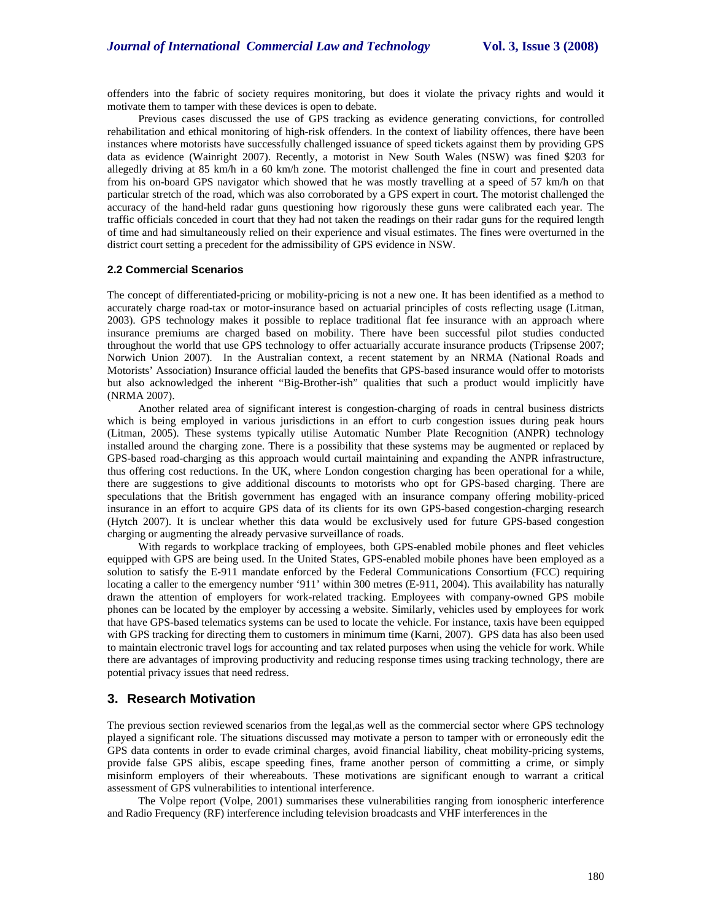offenders into the fabric of society requires monitoring, but does it violate the privacy rights and would it motivate them to tamper with these devices is open to debate.

Previous cases discussed the use of GPS tracking as evidence generating convictions, for controlled rehabilitation and ethical monitoring of high-risk offenders. In the context of liability offences, there have been instances where motorists have successfully challenged issuance of speed tickets against them by providing GPS data as evidence (Wainright 2007). Recently, a motorist in New South Wales (NSW) was fined $203 for allegedly driving at 85 km/h in a 60 km/h zone. The motorist challenged the fine in court and presented data from his on-board GPS navigator which showed that he was mostly travelling at a speed of 57 km/h on that particular stretch of the road, which was also corroborated by a GPS expert in court. The motorist challenged the accuracy of the hand-held radar guns questioning how rigorously these guns were calibrated each year. The traffic officials conceded in court that they had not taken the readings on their radar guns for the required length of time and had simultaneously relied on their experience and visual estimates. The fines were overturned in the district court setting a precedent for the admissibility of GPS evidence in NSW.

### 2.2 Commercial Scenarios

The concept of differentiated-pricing or mobility-pricing is not a new one. It has been identified as a method to accurately charge road-tax or motor-insurance based on actuarial principles of costs reflecting usage (Litman, 2003). GPS technology makes it possible to replace traditional flat fee insurance with an approach where insurance premiums are charged based on mobility. There have been successful pilot studies conducted throughout the world that use GPS technology to offer actuarially accurate insurance products (Tripsense 2007; Norwich Union 2007). In the Australian context, a recent statement by an NRMA (National Roads and Motorists' Association) Insurance official lauded the benefits that GPS-based insurance would offer to motorists but also acknowledged the inherent "Big-Brother-ish" qualities that such a product would implicitly have (NRMA 2007).

Another related area of significant interest is congestion-charging of roads in central business districts which is being employed in various jurisdictions in an effort to curb congestion issues during peak hours (Litman, 2005). These systems typically utilise Automatic Number Plate Recognition (ANPR) technology installed around the charging zone. There is a possibility that these systems may be augmented or replaced by GPS-based road-charging as this approach would curtail maintaining and expanding the ANPR infrastructure, thus offering cost reductions. In the UK, where London congestion charging has been operational for a while, there are suggestions to give additional discounts to motorists who opt for GPS-based charging. There are speculations that the British government has engaged with an insurance company offering mobility-priced insurance in an effort to acquire GPS data of its clients for its own GPS-based congestion-charging research (Hytch 2007). It is unclear whether this data would be exclusively used for future GPS-based congestion charging or augmenting the already pervasive surveillance of roads.

With regards to workplace tracking of employees, both GPS-enabled mobile phones and fleet vehicles equipped with GPS are being used. In the United States, GPS-enabled mobile phones have been employed as a solution to satisfy the E-911 mandate enforced by the Federal Communications Consortium (FCC) requiring locating a caller to the emergency number '911' within 300 metres (E-911, 2004). This availability has naturally drawn the attention of employers for work-related tracking. Employees with company-owned GPS mobile phones can be located by the employer by accessing a website. Similarly, vehicles used by employees for work that have GPS-based telematics systems can be used to locate the vehicle. For instance, taxis have been equipped with GPS tracking for directing them to customers in minimum time (Karni, 2007). GPS data has also been used to maintain electronic travel logs for accounting and tax related purposes when using the vehicle for work. While there are advantages of improving productivity and reducing response times using tracking technology, there are potential privacy issues that need redress.

## 3. Research Motivation

The previous section reviewed scenarios from the legal,as well as the commercial sector where GPS technology played a significant role. The situations discussed may motivate a person to tamper with or erroneously edit the GPS data contents in order to evade criminal charges, avoid financial liability, cheat mobility-pricing systems, provide false GPS alibis, escape speeding fines, frame another person of committing a crime, or simply misinform employers of their whereabouts. These motivations are significant enough to warrant a critical assessment of GPS vulnerabilities to intentional interference.

The Volpe report (Volpe, 2001) summarises these vulnerabilities ranging from ionospheric interference and Radio Frequency (RF) interference including television broadcasts and VHF interferences in the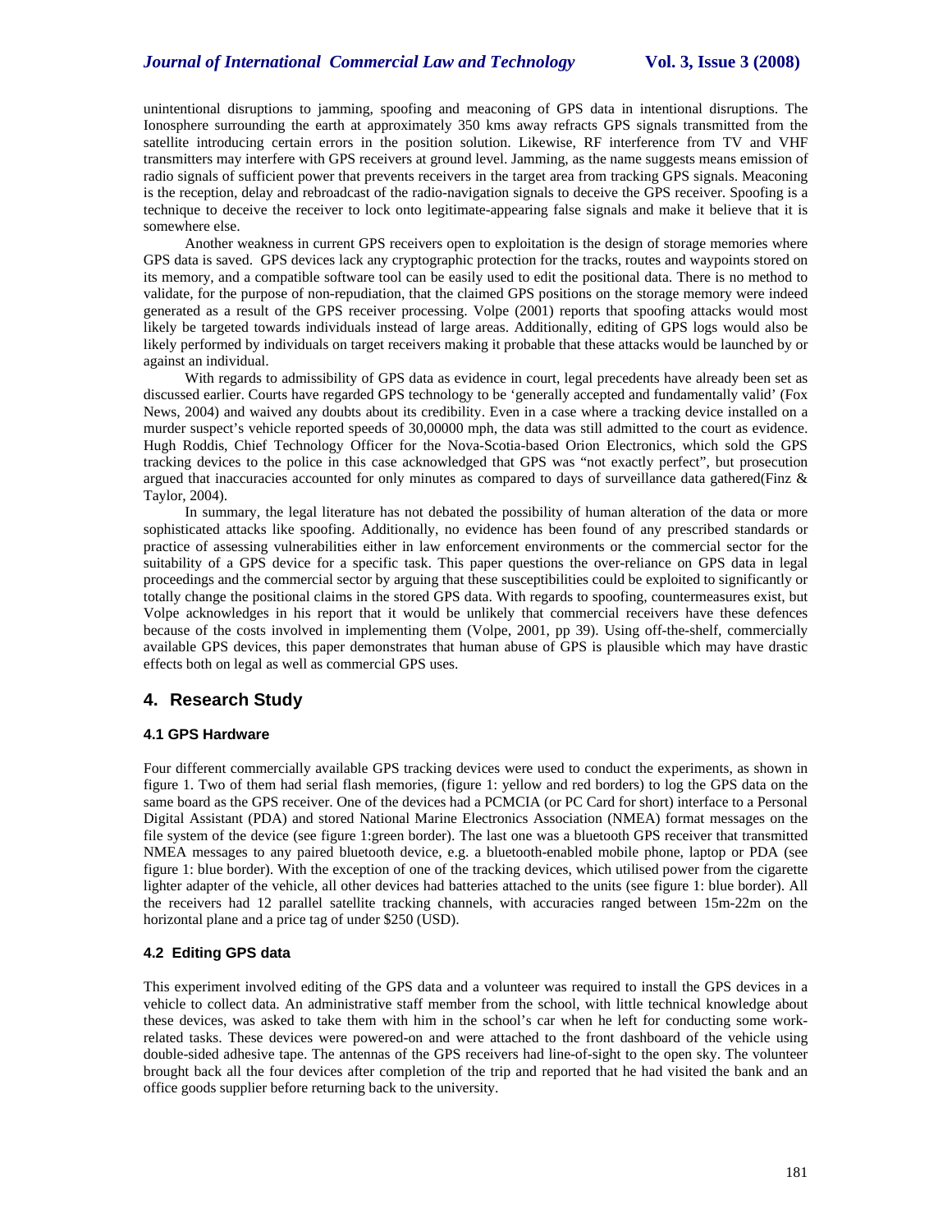unintentional disruptions to jamming, spoofing and meaconing of GPS data in intentional disruptions. The Ionosphere surrounding the earth at approximately 350 kms away refracts GPS signals transmitted from the satellite introducing certain errors in the position solution. Likewise, RF interference from TV and VHF transmitters may interfere with GPS receivers at ground level. Jamming, as the name suggests means emission of radio signals of sufficient power that prevents receivers in the target area from tracking GPS signals. Meaconing is the reception, delay and rebroadcast of the radio-navigation signals to deceive the GPS receiver. Spoofing is a technique to deceive the receiver to lock onto legitimate-appearing false signals and make it believe that it is somewhere else.

Another weakness in current GPS receivers open to exploitation is the design of storage memories where GPS data is saved. GPS devices lack any cryptographic protection for the tracks, routes and waypoints stored on its memory, and a compatible software tool can be easily used to edit the positional data. There is no method to validate, for the purpose of non-repudiation, that the claimed GPS positions on the storage memory were indeed generated as a result of the GPS receiver processing. Volpe (2001) reports that spoofing attacks would most likely be targeted towards individuals instead of large areas. Additionally, editing of GPS logs would also be likely performed by individuals on target receivers making it probable that these attacks would be launched by or against an individual.

With regards to admissibility of GPS data as evidence in court, legal precedents have already been set as discussed earlier. Courts have regarded GPS technology to be 'generally accepted and fundamentally valid' (Fox News, 2004) and waived any doubts about its credibility. Even in a case where a tracking device installed on a murder suspect's vehicle reported speeds of 30,00000 mph, the data was still admitted to the court as evidence. Hugh Roddis, Chief Technology Officer for the Nova-Scotia-based Orion Electronics, which sold the GPS tracking devices to the police in this case acknowledged that GPS was "not exactly perfect", but prosecution argued that inaccuracies accounted for only minutes as compared to days of surveillance data gathered(Finz & Taylor, 2004).

In summary, the legal literature has not debated the possibility of human alteration of the data or more sophisticated attacks like spoofing. Additionally, no evidence has been found of any prescribed standards or practice of assessing vulnerabilities either in law enforcement environments or the commercial sector for the suitability of a GPS device for a specific task. This paper questions the over-reliance on GPS data in legal proceedings and the commercial sector by arguing that these susceptibilities could be exploited to significantly or totally change the positional claims in the stored GPS data. With regards to spoofing, countermeasures exist, but Volpe acknowledges in his report that it would be unlikely that commercial receivers have these defences because of the costs involved in implementing them (Volpe, 2001, pp 39). Using off-the-shelf, commercially available GPS devices, this paper demonstrates that human abuse of GPS is plausible which may have drastic effects both on legal as well as commercial GPS uses.

## 4. Research Study

### 4.1 GPS Hardware

Four different commercially available GPS tracking devices were used to conduct the experiments, as shown in figure 1. Two of them had serial flash memories, (figure 1: yellow and red borders) to log the GPS data on the same board as the GPS receiver. One of the devices had a PCMCIA (or PC Card for short) interface to a Personal Digital Assistant (PDA) and stored National Marine Electronics Association (NMEA) format messages on the file system of the device (see figure 1:green border). The last one was a bluetooth GPS receiver that transmitted NMEA messages to any paired bluetooth device, e.g. a bluetooth-enabled mobile phone, laptop or PDA (see figure 1: blue border). With the exception of one of the tracking devices, which utilised power from the cigarette lighter adapter of the vehicle, all other devices had batteries attached to the units (see figure 1: blue border). All the receivers had 12 parallel satellite tracking channels, with accuracies ranged between 15m-22m on the horizontal plane and a price tag of under $250 (USD).

### 4.2 Editing GPS data

This experiment involved editing of the GPS data and a volunteer was required to install the GPS devices in a vehicle to collect data. An administrative staff member from the school, with little technical knowledge about these devices, was asked to take them with him in the school's car when he left for conducting some work-related tasks. These devices were powered-on and were attached to the front dashboard of the vehicle using double-sided adhesive tape. The antennas of the GPS receivers had line-of-sight to the open sky. The volunteer brought back all the four devices after completion of the trip and reported that he had visited the bank and an office goods supplier before returning back to the university.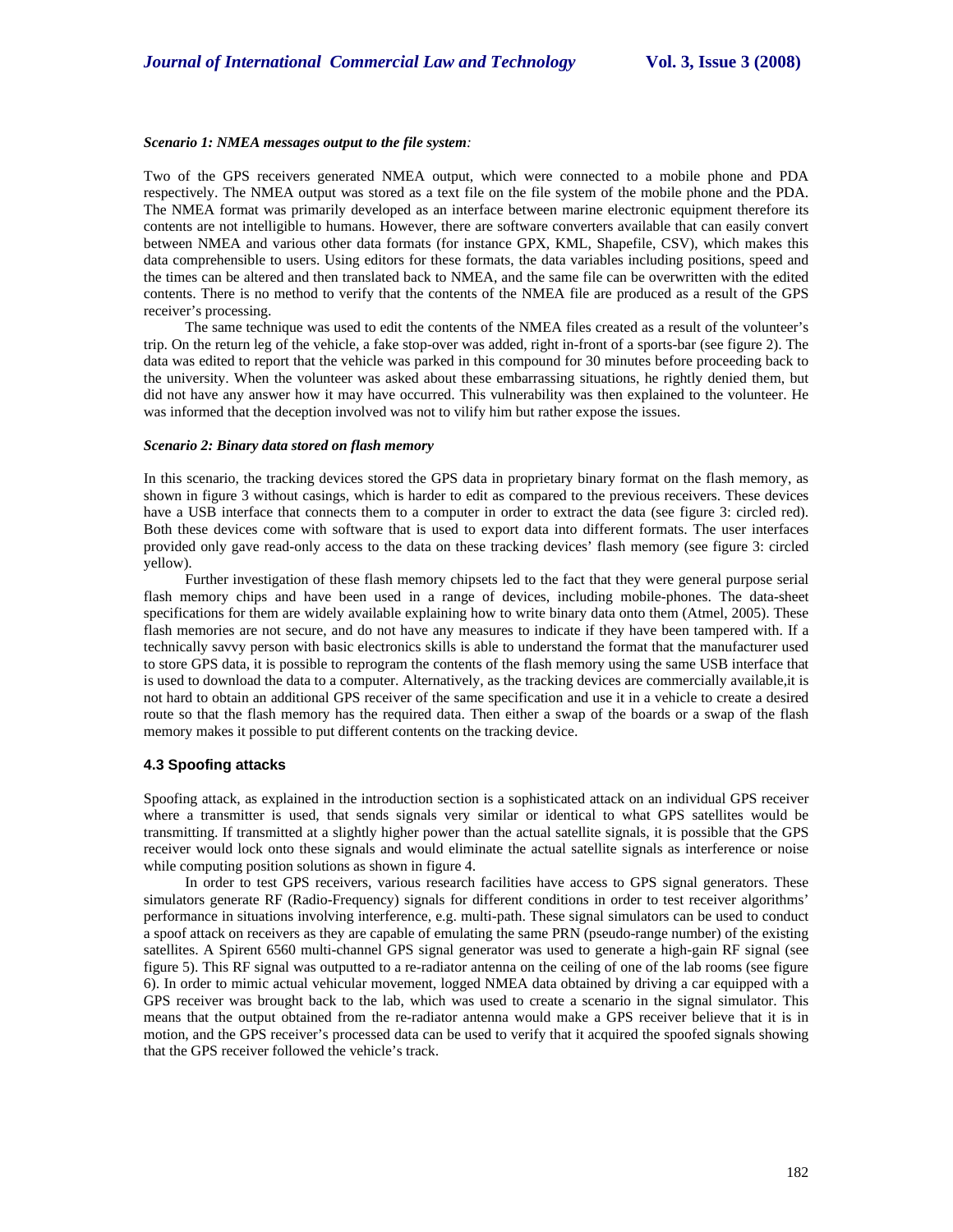***Scenario 1: NMEA messages output to the file system:***

Two of the GPS receivers generated NMEA output, which were connected to a mobile phone and PDA respectively. The NMEA output was stored as a text file on the file system of the mobile phone and the PDA. The NMEA format was primarily developed as an interface between marine electronic equipment therefore its contents are not intelligible to humans. However, there are software converters available that can easily convert between NMEA and various other data formats (for instance GPX, KML, Shapefile, CSV), which makes this data comprehensible to users. Using editors for these formats, the data variables including positions, speed and the times can be altered and then translated back to NMEA, and the same file can be overwritten with the edited contents. There is no method to verify that the contents of the NMEA file are produced as a result of the GPS receiver's processing.

The same technique was used to edit the contents of the NMEA files created as a result of the volunteer's trip. On the return leg of the vehicle, a fake stop-over was added, right in-front of a sports-bar (see figure 2). The data was edited to report that the vehicle was parked in this compound for 30 minutes before proceeding back to the university. When the volunteer was asked about these embarrassing situations, he rightly denied them, but did not have any answer how it may have occurred. This vulnerability was then explained to the volunteer. He was informed that the deception involved was not to vilify him but rather expose the issues.

***Scenario 2: Binary data stored on flash memory***

In this scenario, the tracking devices stored the GPS data in proprietary binary format on the flash memory, as shown in figure 3 without casings, which is harder to edit as compared to the previous receivers. These devices have a USB interface that connects them to a computer in order to extract the data (see figure 3: circled red). Both these devices come with software that is used to export data into different formats. The user interfaces provided only gave read-only access to the data on these tracking devices' flash memory (see figure 3: circled yellow).

Further investigation of these flash memory chipsets led to the fact that they were general purpose serial flash memory chips and have been used in a range of devices, including mobile-phones. The data-sheet specifications for them are widely available explaining how to write binary data onto them (Atmel, 2005). These flash memories are not secure, and do not have any measures to indicate if they have been tampered with. If a technically savvy person with basic electronics skills is able to understand the format that the manufacturer used to store GPS data, it is possible to reprogram the contents of the flash memory using the same USB interface that is used to download the data to a computer. Alternatively, as the tracking devices are commercially available,it is not hard to obtain an additional GPS receiver of the same specification and use it in a vehicle to create a desired route so that the flash memory has the required data. Then either a swap of the boards or a swap of the flash memory makes it possible to put different contents on the tracking device.

### 4.3 Spoofing attacks

Spoofing attack, as explained in the introduction section is a sophisticated attack on an individual GPS receiver where a transmitter is used, that sends signals very similar or identical to what GPS satellites would be transmitting. If transmitted at a slightly higher power than the actual satellite signals, it is possible that the GPS receiver would lock onto these signals and would eliminate the actual satellite signals as interference or noise while computing position solutions as shown in figure 4.

In order to test GPS receivers, various research facilities have access to GPS signal generators. These simulators generate RF (Radio-Frequency) signals for different conditions in order to test receiver algorithms' performance in situations involving interference, e.g. multi-path. These signal simulators can be used to conduct a spoof attack on receivers as they are capable of emulating the same PRN (pseudo-range number) of the existing satellites. A Spirent 6560 multi-channel GPS signal generator was used to generate a high-gain RF signal (see figure 5). This RF signal was outputted to a re-radiator antenna on the ceiling of one of the lab rooms (see figure 6). In order to mimic actual vehicular movement, logged NMEA data obtained by driving a car equipped with a GPS receiver was brought back to the lab, which was used to create a scenario in the signal simulator. This means that the output obtained from the re-radiator antenna would make a GPS receiver believe that it is in motion, and the GPS receiver's processed data can be used to verify that it acquired the spoofed signals showing that the GPS receiver followed the vehicle's track.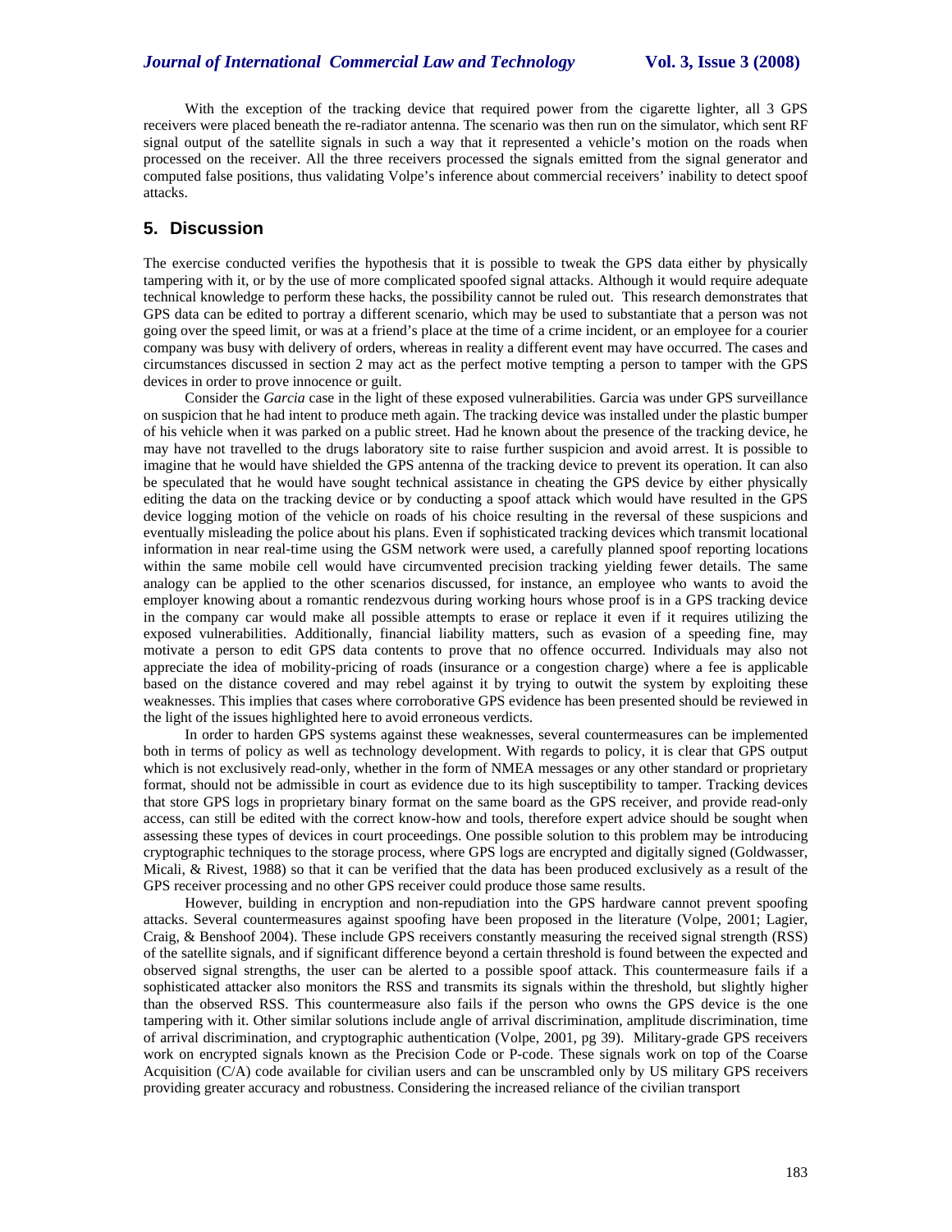With the exception of the tracking device that required power from the cigarette lighter, all 3 GPS receivers were placed beneath the re-radiator antenna. The scenario was then run on the simulator, which sent RF signal output of the satellite signals in such a way that it represented a vehicle's motion on the roads when processed on the receiver. All the three receivers processed the signals emitted from the signal generator and computed false positions, thus validating Volpe's inference about commercial receivers' inability to detect spoof attacks.

## 5. Discussion

The exercise conducted verifies the hypothesis that it is possible to tweak the GPS data either by physically tampering with it, or by the use of more complicated spoofed signal attacks. Although it would require adequate technical knowledge to perform these hacks, the possibility cannot be ruled out. This research demonstrates that GPS data can be edited to portray a different scenario, which may be used to substantiate that a person was not going over the speed limit, or was at a friend's place at the time of a crime incident, or an employee for a courier company was busy with delivery of orders, whereas in reality a different event may have occurred. The cases and circumstances discussed in section 2 may act as the perfect motive tempting a person to tamper with the GPS devices in order to prove innocence or guilt.

Consider the *Garcia* case in the light of these exposed vulnerabilities. Garcia was under GPS surveillance on suspicion that he had intent to produce meth again. The tracking device was installed under the plastic bumper of his vehicle when it was parked on a public street. Had he known about the presence of the tracking device, he may have not travelled to the drugs laboratory site to raise further suspicion and avoid arrest. It is possible to imagine that he would have shielded the GPS antenna of the tracking device to prevent its operation. It can also be speculated that he would have sought technical assistance in cheating the GPS device by either physically editing the data on the tracking device or by conducting a spoof attack which would have resulted in the GPS device logging motion of the vehicle on roads of his choice resulting in the reversal of these suspicions and eventually misleading the police about his plans. Even if sophisticated tracking devices which transmit locational information in near real-time using the GSM network were used, a carefully planned spoof reporting locations within the same mobile cell would have circumvented precision tracking yielding fewer details. The same analogy can be applied to the other scenarios discussed, for instance, an employee who wants to avoid the employer knowing about a romantic rendezvous during working hours whose proof is in a GPS tracking device in the company car would make all possible attempts to erase or replace it even if it requires utilizing the exposed vulnerabilities. Additionally, financial liability matters, such as evasion of a speeding fine, may motivate a person to edit GPS data contents to prove that no offence occurred. Individuals may also not appreciate the idea of mobility-pricing of roads (insurance or a congestion charge) where a fee is applicable based on the distance covered and may rebel against it by trying to outwit the system by exploiting these weaknesses. This implies that cases where corroborative GPS evidence has been presented should be reviewed in the light of the issues highlighted here to avoid erroneous verdicts.

In order to harden GPS systems against these weaknesses, several countermeasures can be implemented both in terms of policy as well as technology development. With regards to policy, it is clear that GPS output which is not exclusively read-only, whether in the form of NMEA messages or any other standard or proprietary format, should not be admissible in court as evidence due to its high susceptibility to tamper. Tracking devices that store GPS logs in proprietary binary format on the same board as the GPS receiver, and provide read-only access, can still be edited with the correct know-how and tools, therefore expert advice should be sought when assessing these types of devices in court proceedings. One possible solution to this problem may be introducing cryptographic techniques to the storage process, where GPS logs are encrypted and digitally signed (Goldwasser, Micali, & Rivest, 1988) so that it can be verified that the data has been produced exclusively as a result of the GPS receiver processing and no other GPS receiver could produce those same results.

However, building in encryption and non-repudiation into the GPS hardware cannot prevent spoofing attacks. Several countermeasures against spoofing have been proposed in the literature (Volpe, 2001; Lagier, Craig, & Benshoof 2004). These include GPS receivers constantly measuring the received signal strength (RSS) of the satellite signals, and if significant difference beyond a certain threshold is found between the expected and observed signal strengths, the user can be alerted to a possible spoof attack. This countermeasure fails if a sophisticated attacker also monitors the RSS and transmits its signals within the threshold, but slightly higher than the observed RSS. This countermeasure also fails if the person who owns the GPS device is the one tampering with it. Other similar solutions include angle of arrival discrimination, amplitude discrimination, time of arrival discrimination, and cryptographic authentication (Volpe, 2001, pg 39). Military-grade GPS receivers work on encrypted signals known as the Precision Code or P-code. These signals work on top of the Coarse Acquisition (C/A) code available for civilian users and can be unscrambled only by US military GPS receivers providing greater accuracy and robustness. Considering the increased reliance of the civilian transport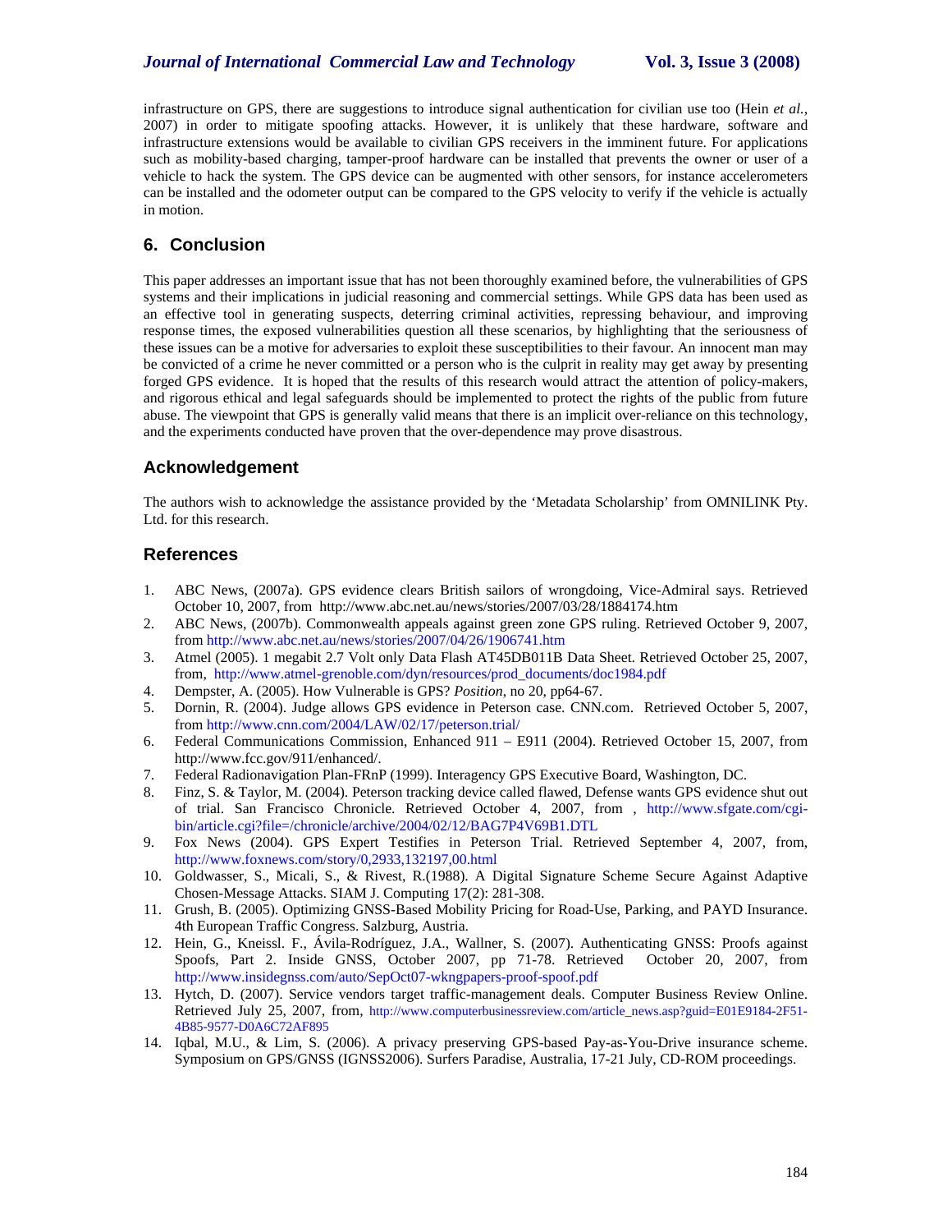infrastructure on GPS, there are suggestions to introduce signal authentication for civilian use too (Hein *et al.*, 2007) in order to mitigate spoofing attacks. However, it is unlikely that these hardware, software and infrastructure extensions would be available to civilian GPS receivers in the imminent future. For applications such as mobility-based charging, tamper-proof hardware can be installed that prevents the owner or user of a vehicle to hack the system. The GPS device can be augmented with other sensors, for instance accelerometers can be installed and the odometer output can be compared to the GPS velocity to verify if the vehicle is actually in motion.

## 6. Conclusion

This paper addresses an important issue that has not been thoroughly examined before, the vulnerabilities of GPS systems and their implications in judicial reasoning and commercial settings. While GPS data has been used as an effective tool in generating suspects, deterring criminal activities, repressing behaviour, and improving response times, the exposed vulnerabilities question all these scenarios, by highlighting that the seriousness of these issues can be a motive for adversaries to exploit these susceptibilities to their favour. An innocent man may be convicted of a crime he never committed or a person who is the culprit in reality may get away by presenting forged GPS evidence. It is hoped that the results of this research would attract the attention of policy-makers, and rigorous ethical and legal safeguards should be implemented to protect the rights of the public from future abuse. The viewpoint that GPS is generally valid means that there is an implicit over-reliance on this technology, and the experiments conducted have proven that the over-dependence may prove disastrous.

## Acknowledgement

The authors wish to acknowledge the assistance provided by the 'Metadata Scholarship' from OMNILINK Pty. Ltd. for this research.

## References

1. ABC News, (2007a). GPS evidence clears British sailors of wrongdoing, Vice-Admiral says. Retrieved October 10, 2007, from http://www.abc.net.au/news/stories/2007/03/28/1884174.htm
2. ABC News, (2007b). Commonwealth appeals against green zone GPS ruling. Retrieved October 9, 2007, from http://www.abc.net.au/news/stories/2007/04/26/1906741.htm
3. Atmel (2005). 1 megabit 2.7 Volt only Data Flash AT45DB011B Data Sheet. Retrieved October 25, 2007, from, http://www.atmel-grenoble.com/dyn/resources/prod_documents/doc1984.pdf
4. Dempster, A. (2005). How Vulnerable is GPS? *Position*, no 20, pp64-67.
5. Dornin, R. (2004). Judge allows GPS evidence in Peterson case. CNN.com. Retrieved October 5, 2007, from http://www.cnn.com/2004/LAW/02/17/peterson.trial/
6. Federal Communications Commission, Enhanced 911 – E911 (2004). Retrieved October 15, 2007, from http://www.fcc.gov/911/enhanced/.
7. Federal Radionavigation Plan-FRnP (1999). Interagency GPS Executive Board, Washington, DC.
8. Finz, S. & Taylor, M. (2004). Peterson tracking device called flawed, Defense wants GPS evidence shut out of trial. San Francisco Chronicle. Retrieved October 4, 2007, from , http://www.sfgate.com/cgi-bin/article.cgi?file=/chronicle/archive/2004/02/12/BAG7P4V69B1.DTL
9. Fox News (2004). GPS Expert Testifies in Peterson Trial. Retrieved September 4, 2007, from, http://www.foxnews.com/story/0,2933,132197,00.html
10. Goldwasser, S., Micali, S., & Rivest, R.(1988). A Digital Signature Scheme Secure Against Adaptive Chosen-Message Attacks. SIAM J. Computing 17(2): 281-308.
11. Grush, B. (2005). Optimizing GNSS-Based Mobility Pricing for Road-Use, Parking, and PAYD Insurance. 4th European Traffic Congress. Salzburg, Austria.
12. Hein, G., Kneissl. F., Ávila-Rodríguez, J.A., Wallner, S. (2007). Authenticating GNSS: Proofs against Spoofs, Part 2. Inside GNSS, October 2007, pp 71-78. Retrieved October 20, 2007, from http://www.insidegnss.com/auto/SepOct07-wkngpapers-proof-spoof.pdf
13. Hytch, D. (2007). Service vendors target traffic-management deals. Computer Business Review Online. Retrieved July 25, 2007, from, http://www.computerbusinessreview.com/article_news.asp?guid=E01E9184-2F51-4B85-9577-D0A6C72AF895
14. Iqbal, M.U., & Lim, S. (2006). A privacy preserving GPS-based Pay-as-You-Drive insurance scheme. Symposium on GPS/GNSS (IGNSS2006). Surfers Paradise, Australia, 17-21 July, CD-ROM proceedings.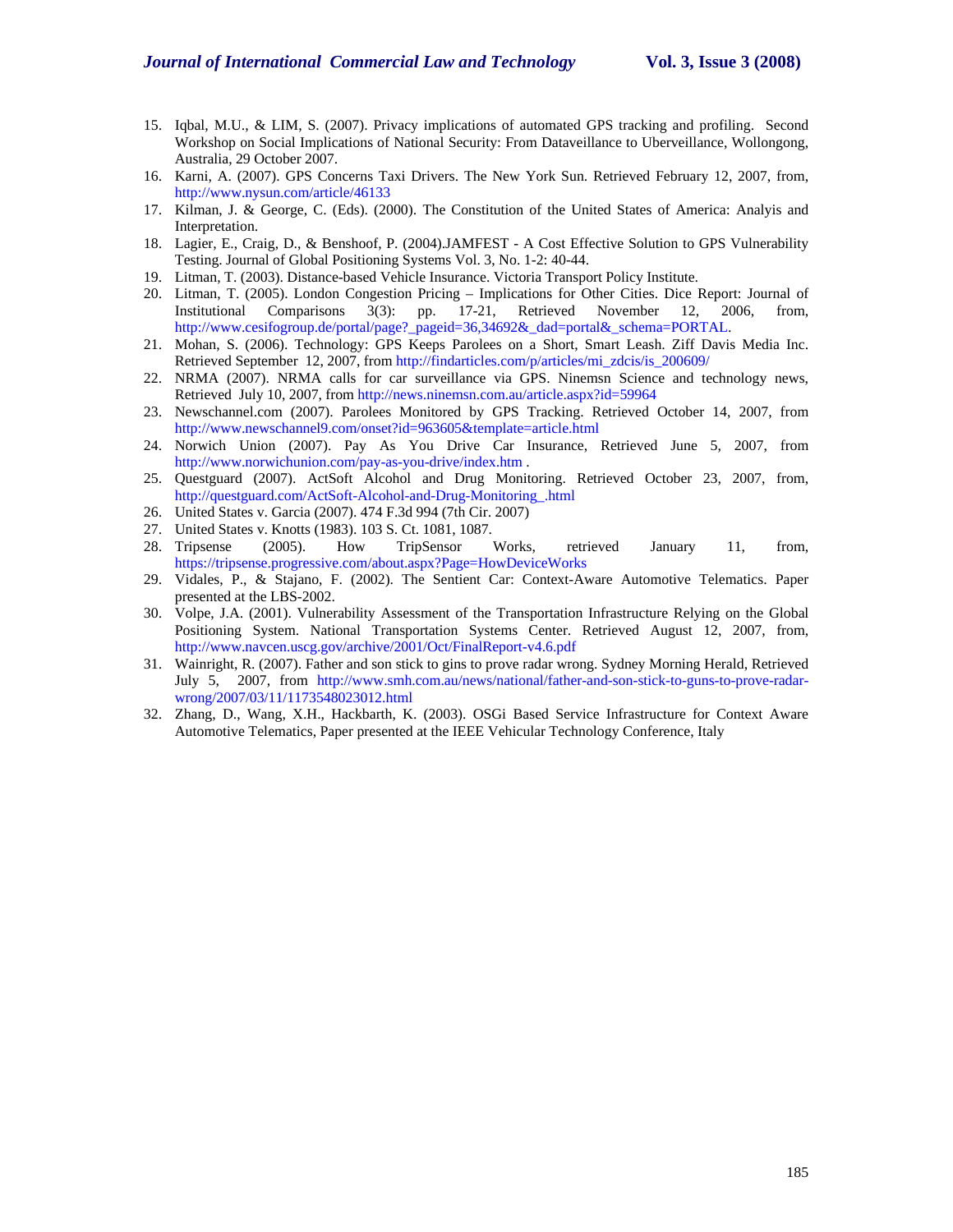15. Iqbal, M.U., & LIM, S. (2007). Privacy implications of automated GPS tracking and profiling. Second Workshop on Social Implications of National Security: From Dataveillance to Uberveillance, Wollongong, Australia, 29 October 2007.
16. Karni, A. (2007). GPS Concerns Taxi Drivers. The New York Sun. Retrieved February 12, 2007, from, http://www.nysun.com/article/46133
17. Kilman, J. & George, C. (Eds). (2000). The Constitution of the United States of America: Analyis and Interpretation.
18. Lagier, E., Craig, D., & Benshoof, P. (2004).JAMFEST - A Cost Effective Solution to GPS Vulnerability Testing. Journal of Global Positioning Systems Vol. 3, No. 1-2: 40-44.
19. Litman, T. (2003). Distance-based Vehicle Insurance. Victoria Transport Policy Institute.
20. Litman, T. (2005). London Congestion Pricing – Implications for Other Cities. Dice Report: Journal of Institutional Comparisons 3(3): pp. 17-21, Retrieved November 12, 2006, from, http://www.cesifogroup.de/portal/page?_pageid=36,34692&_dad=portal&_schema=PORTAL.
21. Mohan, S. (2006). Technology: GPS Keeps Parolees on a Short, Smart Leash. Ziff Davis Media Inc. Retrieved September 12, 2007, from http://findarticles.com/p/articles/mi_zdcis/is_200609/
22. NRMA (2007). NRMA calls for car surveillance via GPS. Ninemsn Science and technology news, Retrieved July 10, 2007, from http://news.ninemsn.com.au/article.aspx?id=59964
23. Newschannel.com (2007). Parolees Monitored by GPS Tracking. Retrieved October 14, 2007, from http://www.newschannel9.com/onset?id=963605&template=article.html
24. Norwich Union (2007). Pay As You Drive Car Insurance, Retrieved June 5, 2007, from http://www.norwichunion.com/pay-as-you-drive/index.htm .
25. Questguard (2007). ActSoft Alcohol and Drug Monitoring. Retrieved October 23, 2007, from, http://questguard.com/ActSoft-Alcohol-and-Drug-Monitoring_.html
26. United States v. Garcia (2007). 474 F.3d 994 (7th Cir. 2007)
27. United States v. Knotts (1983). 103 S. Ct. 1081, 1087.
28. Tripsense (2005). How TripSensor Works, retrieved January 11, from, https://tripsense.progressive.com/about.aspx?Page=HowDeviceWorks
29. Vidales, P., & Stajano, F. (2002). The Sentient Car: Context-Aware Automotive Telematics. Paper presented at the LBS-2002.
30. Volpe, J.A. (2001). Vulnerability Assessment of the Transportation Infrastructure Relying on the Global Positioning System. National Transportation Systems Center. Retrieved August 12, 2007, from, http://www.navcen.uscg.gov/archive/2001/Oct/FinalReport-v4.6.pdf
31. Wainright, R. (2007). Father and son stick to gins to prove radar wrong. Sydney Morning Herald, Retrieved July 5, 2007, from http://www.smh.com.au/news/national/father-and-son-stick-to-guns-to-prove-radar-wrong/2007/03/11/1173548023012.html
32. Zhang, D., Wang, X.H., Hackbarth, K. (2003). OSGi Based Service Infrastructure for Context Aware Automotive Telematics, Paper presented at the IEEE Vehicular Technology Conference, Italy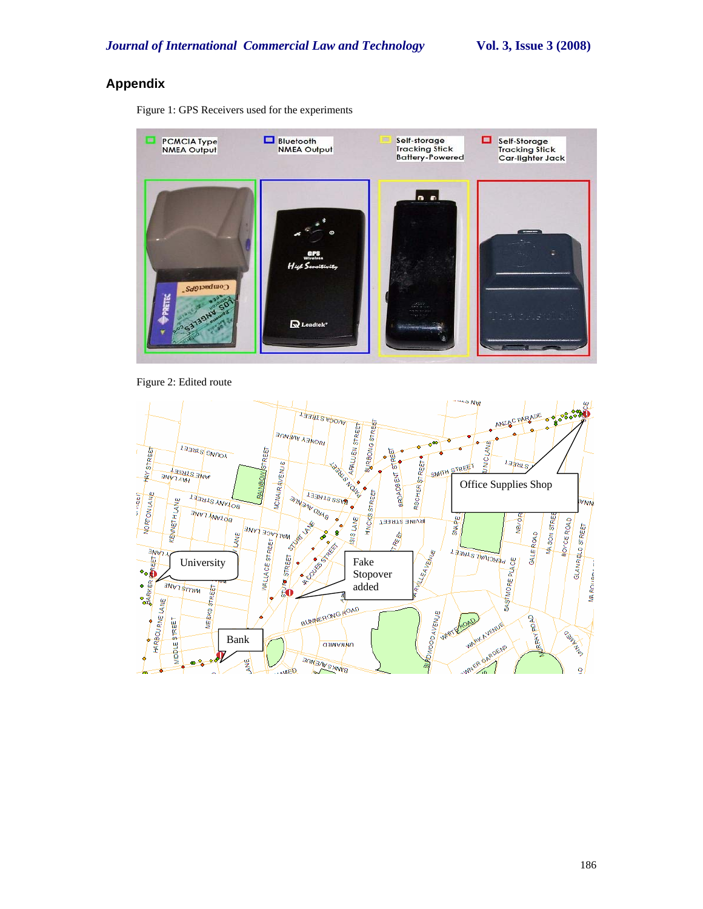## Appendix

Figure 1: GPS Receivers used for the experiments

Figure 2: Edited route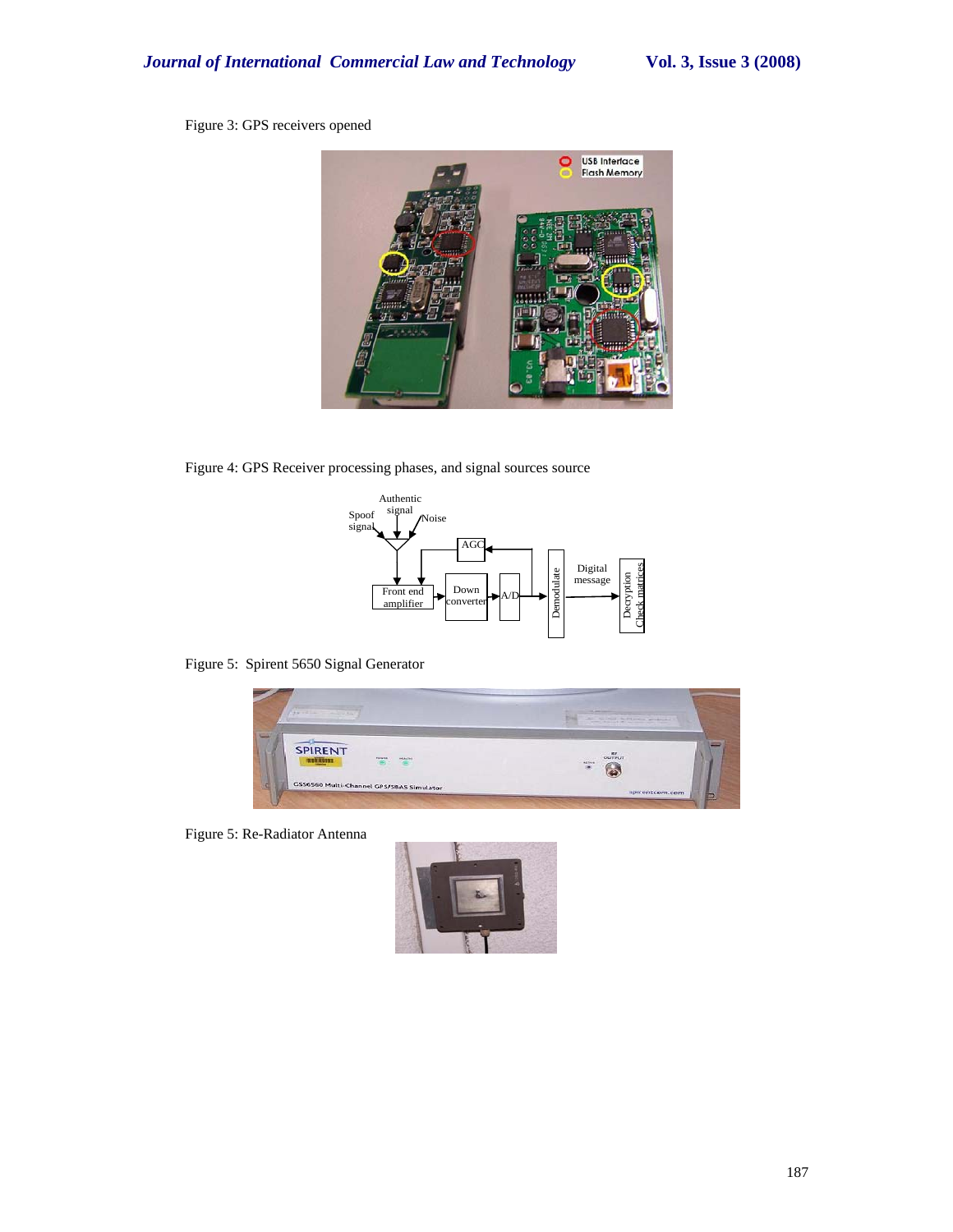Figure 3: GPS receivers opened

USB Interface
Flash Memory

Figure 4: GPS Receiver processing phases, and signal sources source

Authentic signal
Spoof signal
Noise
AGC
Front end amplifier
Down converter
A/D
Demodulate
Digital message
Decryption
Check matrices

Figure 5: Spirent 5650 Signal Generator

Figure 5: Re-Radiator Antenna